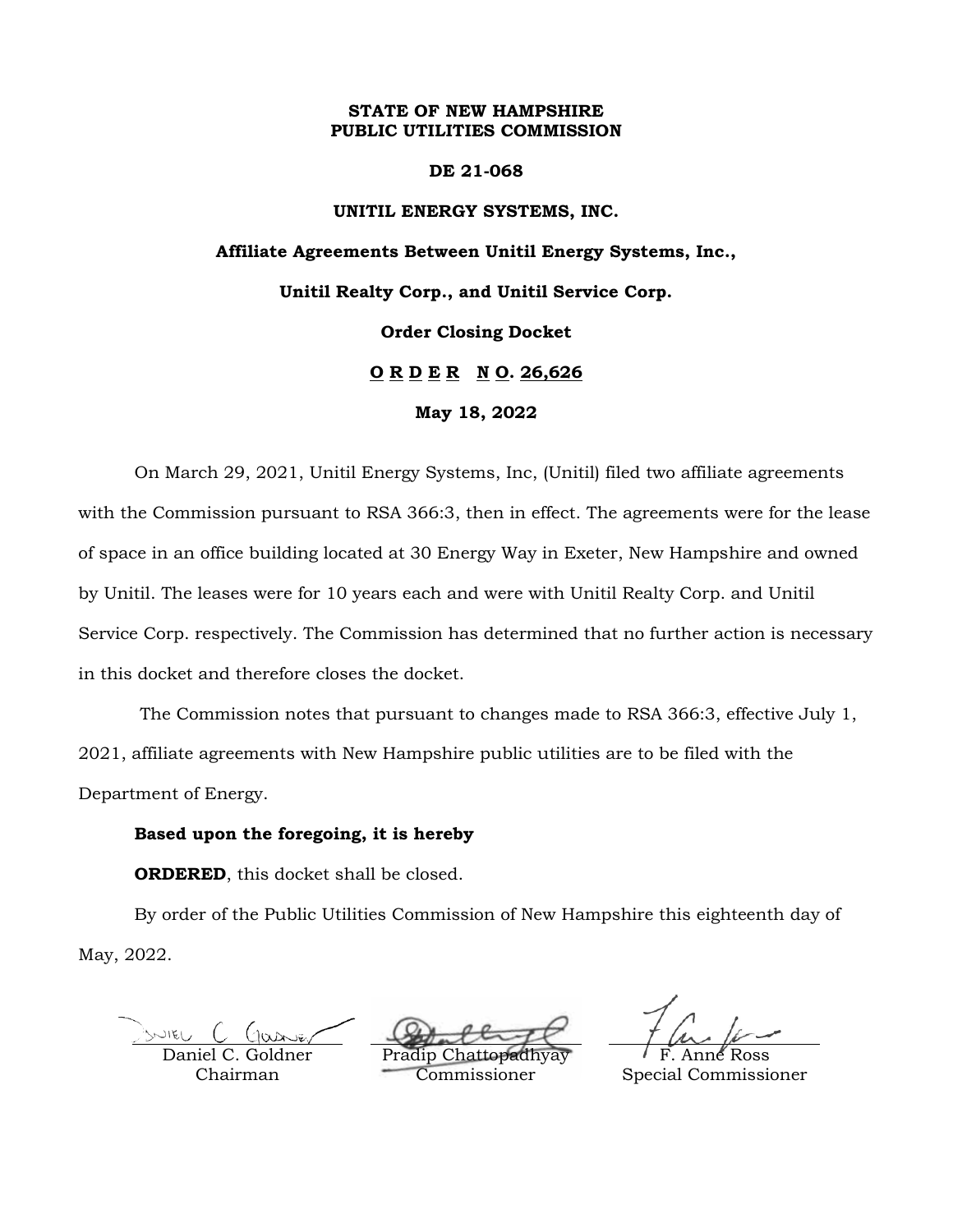**STATE OF NEW HAMPSHIRE**
**PUBLIC UTILITIES COMMISSION**

**DE 21-068**

**UNITIL ENERGY SYSTEMS, INC.**

**Affiliate Agreements Between Unitil Energy Systems, Inc.,**

**Unitil Realty Corp., and Unitil Service Corp.**

**Order Closing Docket**

**O R D E R N O. 26,626**

**May 18, 2022**

On March 29, 2021, Unitil Energy Systems, Inc, (Unitil) filed two affiliate agreements with the Commission pursuant to RSA 366:3, then in effect. The agreements were for the lease of space in an office building located at 30 Energy Way in Exeter, New Hampshire and owned by Unitil. The leases were for 10 years each and were with Unitil Realty Corp. and Unitil Service Corp. respectively. The Commission has determined that no further action is necessary in this docket and therefore closes the docket.

The Commission notes that pursuant to changes made to RSA 366:3, effective July 1, 2021, affiliate agreements with New Hampshire public utilities are to be filed with the Department of Energy.

**Based upon the foregoing, it is hereby**

**ORDERED**, this docket shall be closed.

By order of the Public Utilities Commission of New Hampshire this eighteenth day of May, 2022.

| Daniel C. Goldner | Pradip Chattopadhyay | F. Anne Ross |
|---|---|---|
| Chairman | Commissioner | Special Commissioner |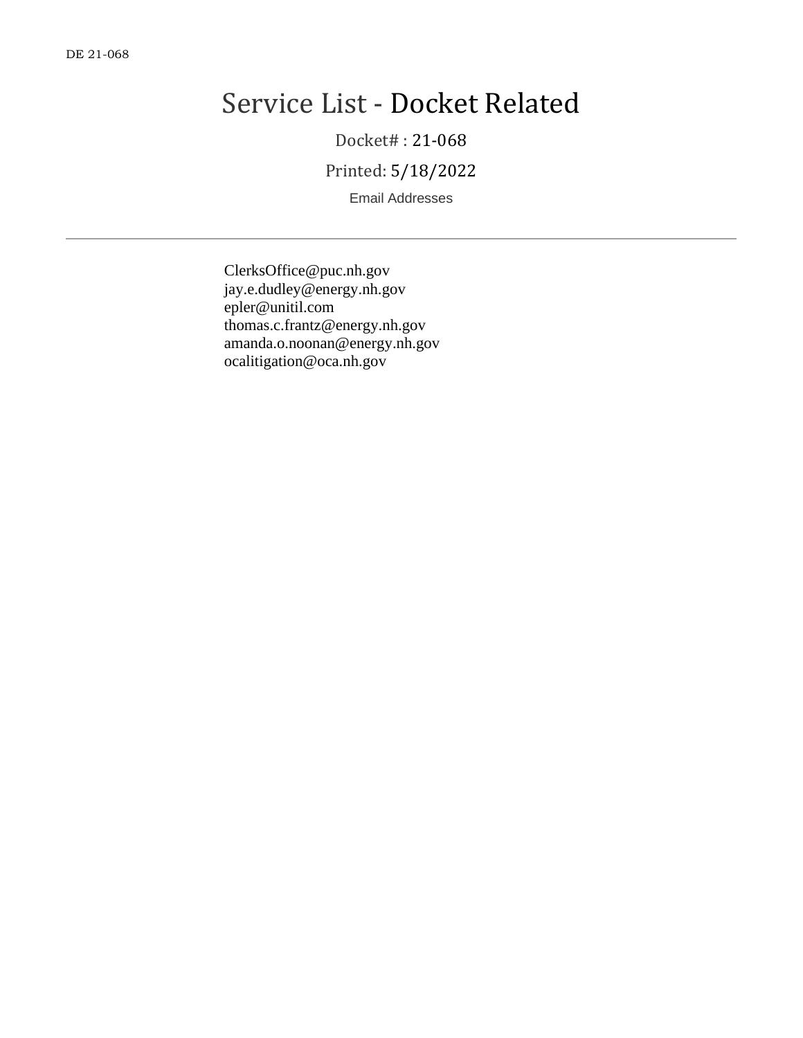# Service List - Docket Related

Docket# : 21-068

Printed: 5/18/2022

Email Addresses

---

ClerksOffice@puc.nh.gov
jay.e.dudley@energy.nh.gov
epler@unitil.com
thomas.c.frantz@energy.nh.gov
amanda.o.noonan@energy.nh.gov
ocalitigation@oca.nh.gov